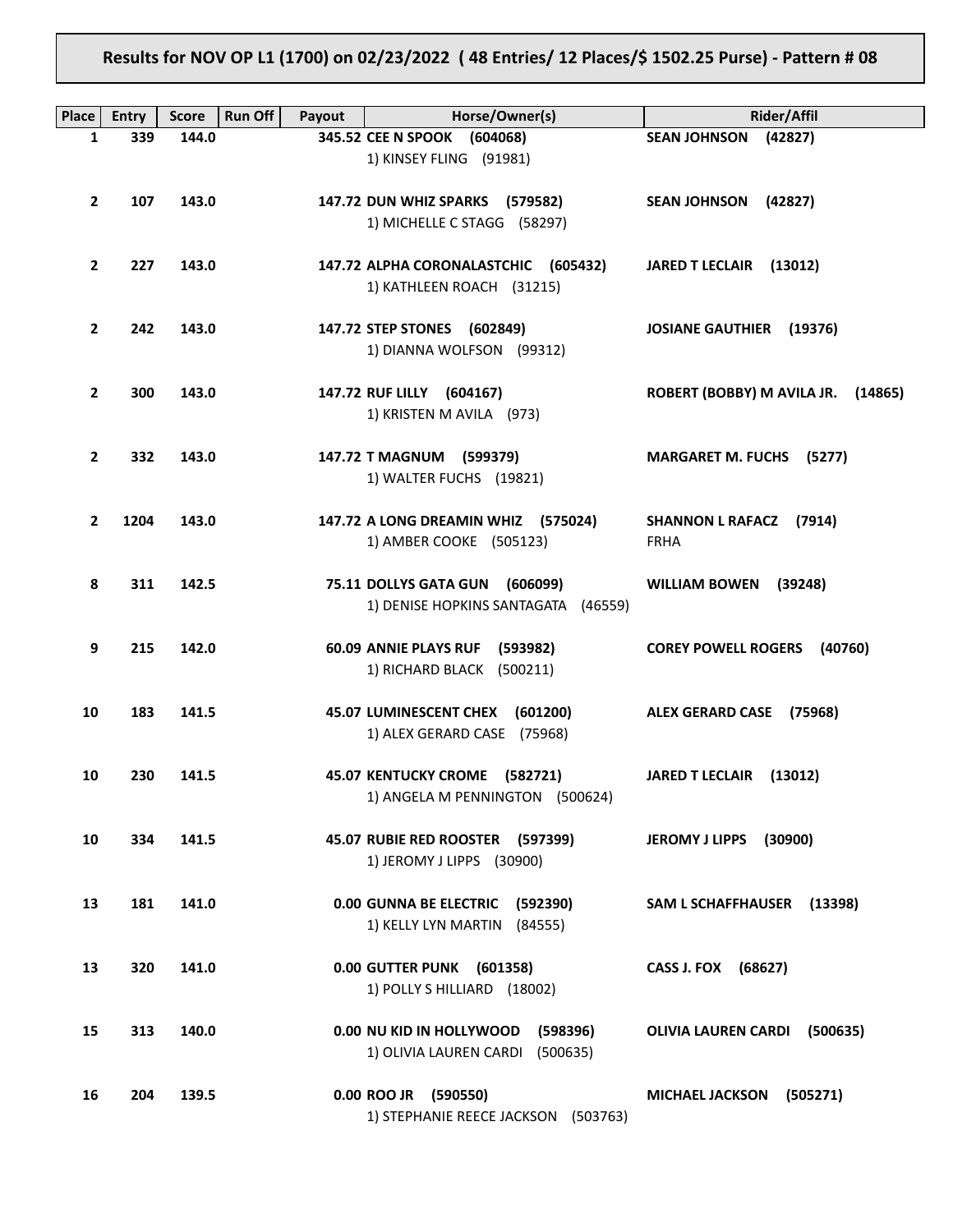**Results for NOV OP L1 (1700) on 02/23/2022 ( 48 Entries/ 12 Places/$ 1502.25 Purse) - Pattern # 08**

| Place | Entry | Score | Run Off | Payout | Horse/Owner(s) | Rider/Affil |
|---|---|---|---|---|---|---|
| 1 | 339 | 144.0 | | 345.52 | **CEE N SPOOK (604068)**<br>1) KINSEY FLING (91981) | **SEAN JOHNSON (42827)** |
| 2 | 107 | 143.0 | | 147.72 | **DUN WHIZ SPARKS (579582)**<br>1) MICHELLE C STAGG (58297) | **SEAN JOHNSON (42827)** |
| 2 | 227 | 143.0 | | 147.72 | **ALPHA CORONALASTCHIC (605432)**<br>1) KATHLEEN ROACH (31215) | **JARED T LECLAIR (13012)** |
| 2 | 242 | 143.0 | | 147.72 | **STEP STONES (602849)**<br>1) DIANNA WOLFSON (99312) | **JOSIANE GAUTHIER (19376)** |
| 2 | 300 | 143.0 | | 147.72 | **RUF LILLY (604167)**<br>1) KRISTEN M AVILA (973) | **ROBERT (BOBBY) M AVILA JR. (14865)** |
| 2 | 332 | 143.0 | | 147.72 | **T MAGNUM (599379)**<br>1) WALTER FUCHS (19821) | **MARGARET M. FUCHS (5277)** |
| 2 | 1204 | 143.0 | | 147.72 | **A LONG DREAMIN WHIZ (575024)**<br>1) AMBER COOKE (505123) | **SHANNON L RAFACZ (7914)**<br>FRHA |
| 8 | 311 | 142.5 | | 75.11 | **DOLLYS GATA GUN (606099)**<br>1) DENISE HOPKINS SANTAGATA (46559) | **WILLIAM BOWEN (39248)** |
| 9 | 215 | 142.0 | | 60.09 | **ANNIE PLAYS RUF (593982)**<br>1) RICHARD BLACK (500211) | **COREY POWELL ROGERS (40760)** |
| 10 | 183 | 141.5 | | 45.07 | **LUMINESCENT CHEX (601200)**<br>1) ALEX GERARD CASE (75968) | **ALEX GERARD CASE (75968)** |
| 10 | 230 | 141.5 | | 45.07 | **KENTUCKY CROME (582721)**<br>1) ANGELA M PENNINGTON (500624) | **JARED T LECLAIR (13012)** |
| 10 | 334 | 141.5 | | 45.07 | **RUBIE RED ROOSTER (597399)**<br>1) JEROMY J LIPPS (30900) | **JEROMY J LIPPS (30900)** |
| 13 | 181 | 141.0 | | 0.00 | **GUNNA BE ELECTRIC (592390)**<br>1) KELLY LYN MARTIN (84555) | **SAM L SCHAFFHAUSER (13398)** |
| 13 | 320 | 141.0 | | 0.00 | **GUTTER PUNK (601358)**<br>1) POLLY S HILLIARD (18002) | **CASS J. FOX (68627)** |
| 15 | 313 | 140.0 | | 0.00 | **NU KID IN HOLLYWOOD (598396)**<br>1) OLIVIA LAUREN CARDI (500635) | **OLIVIA LAUREN CARDI (500635)** |
| 16 | 204 | 139.5 | | 0.00 | **ROO JR (590550)**<br>1) STEPHANIE REECE JACKSON (503763) | **MICHAEL JACKSON (505271)** |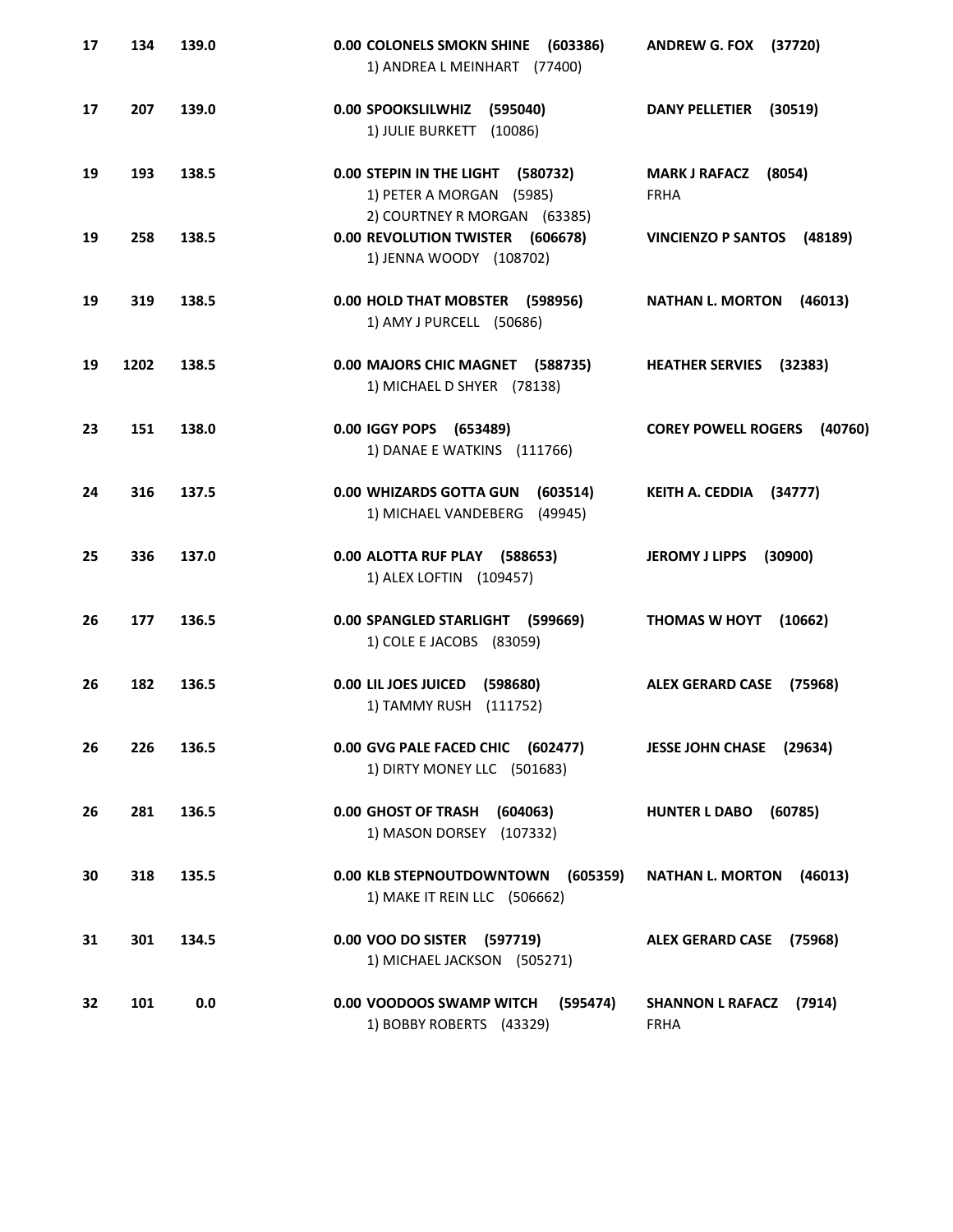| | | | | |
|---|---|---|---|---|
| 17 | 134 | 139.0 | 0.00 **COLONELS SMOKN SHINE (603386)**<br>1) ANDREA L MEINHART (77400) | **ANDREW G. FOX (37720)** |
| 17 | 207 | 139.0 | 0.00 **SPOOKSLILWHIZ (595040)**<br>1) JULIE BURKETT (10086) | **DANY PELLETIER (30519)** |
| 19 | 193 | 138.5 | 0.00 **STEPIN IN THE LIGHT (580732)**<br>1) PETER A MORGAN (5985)<br>2) COURTNEY R MORGAN (63385) | **MARK J RAFACZ (8054)**<br>FRHA |
| 19 | 258 | 138.5 | 0.00 **REVOLUTION TWISTER (606678)**<br>1) JENNA WOODY (108702) | **VINCIENZO P SANTOS (48189)** |
| 19 | 319 | 138.5 | 0.00 **HOLD THAT MOBSTER (598956)**<br>1) AMY J PURCELL (50686) | **NATHAN L. MORTON (46013)** |
| 19 | 1202 | 138.5 | 0.00 **MAJORS CHIC MAGNET (588735)**<br>1) MICHAEL D SHYER (78138) | **HEATHER SERVIES (32383)** |
| 23 | 151 | 138.0 | 0.00 **IGGY POPS (653489)**<br>1) DANAE E WATKINS (111766) | **COREY POWELL ROGERS (40760)** |
| 24 | 316 | 137.5 | 0.00 **WHIZARDS GOTTA GUN (603514)**<br>1) MICHAEL VANDEBERG (49945) | **KEITH A. CEDDIA (34777)** |
| 25 | 336 | 137.0 | 0.00 **ALOTTA RUF PLAY (588653)**<br>1) ALEX LOFTIN (109457) | **JEROMY J LIPPS (30900)** |
| 26 | 177 | 136.5 | 0.00 **SPANGLED STARLIGHT (599669)**<br>1) COLE E JACOBS (83059) | **THOMAS W HOYT (10662)** |
| 26 | 182 | 136.5 | 0.00 **LIL JOES JUICED (598680)**<br>1) TAMMY RUSH (111752) | **ALEX GERARD CASE (75968)** |
| 26 | 226 | 136.5 | 0.00 **GVG PALE FACED CHIC (602477)**<br>1) DIRTY MONEY LLC (501683) | **JESSE JOHN CHASE (29634)** |
| 26 | 281 | 136.5 | 0.00 **GHOST OF TRASH (604063)**<br>1) MASON DORSEY (107332) | **HUNTER L DABO (60785)** |
| 30 | 318 | 135.5 | 0.00 **KLB STEPNOUTDOWNTOWN (605359)**<br>1) MAKE IT REIN LLC (506662) | **NATHAN L. MORTON (46013)** |
| 31 | 301 | 134.5 | 0.00 **VOO DO SISTER (597719)**<br>1) MICHAEL JACKSON (505271) | **ALEX GERARD CASE (75968)** |
| 32 | 101 | 0.0 | 0.00 **VOODOOS SWAMP WITCH (595474)**<br>1) BOBBY ROBERTS (43329) | **SHANNON L RAFACZ (7914)**<br>FRHA |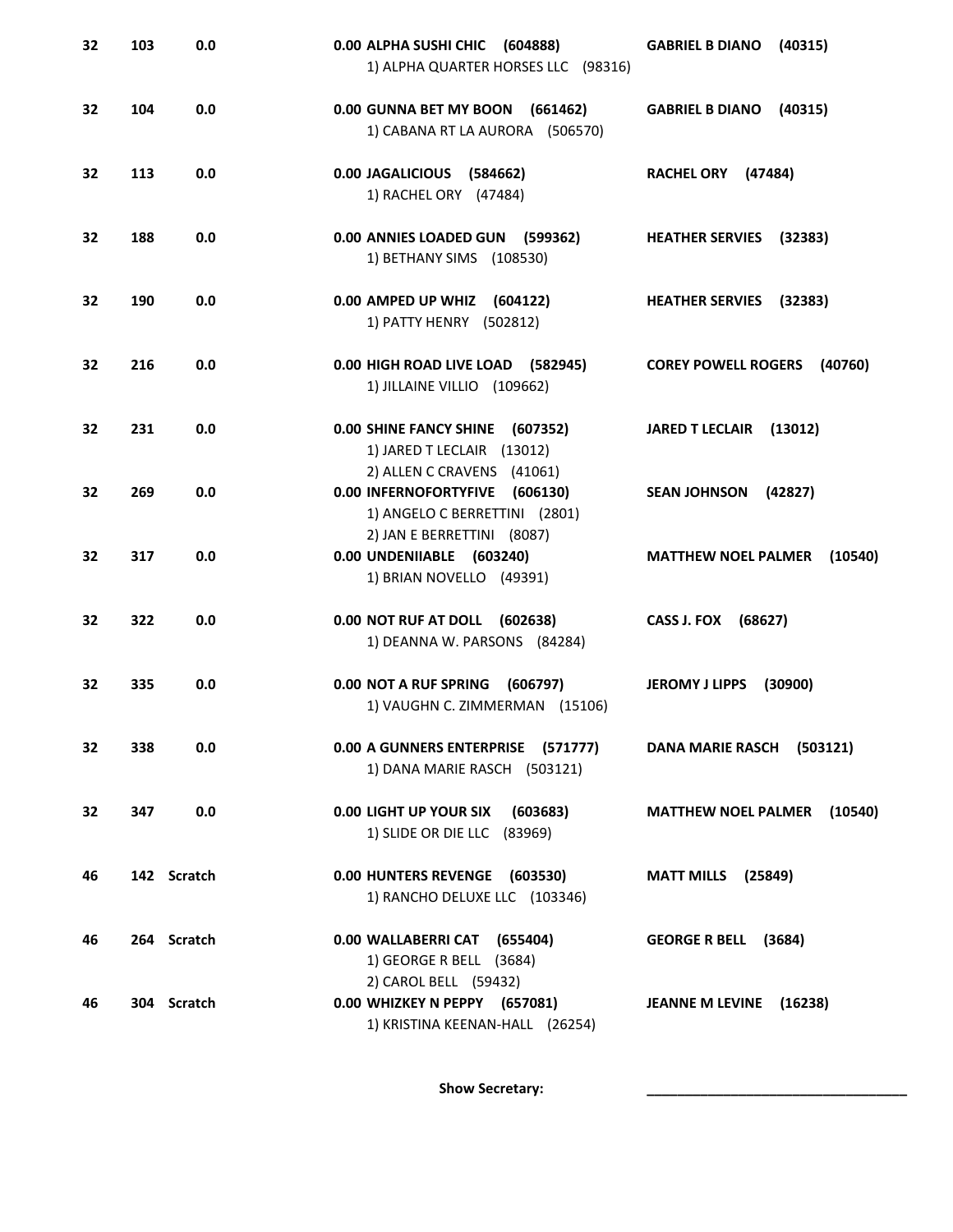| | | | | |
|---|---|---|---|---|
| 32 | 103 | 0.0 | 0.00 **ALPHA SUSHI CHIC (604888)**<br>1) ALPHA QUARTER HORSES LLC (98316) | **GABRIEL B DIANO (40315)** |
| 32 | 104 | 0.0 | 0.00 **GUNNA BET MY BOON (661462)**<br>1) CABANA RT LA AURORA (506570) | **GABRIEL B DIANO (40315)** |
| 32 | 113 | 0.0 | 0.00 **JAGALICIOUS (584662)**<br>1) RACHEL ORY (47484) | **RACHEL ORY (47484)** |
| 32 | 188 | 0.0 | 0.00 **ANNIES LOADED GUN (599362)**<br>1) BETHANY SIMS (108530) | **HEATHER SERVIES (32383)** |
| 32 | 190 | 0.0 | 0.00 **AMPED UP WHIZ (604122)**<br>1) PATTY HENRY (502812) | **HEATHER SERVIES (32383)** |
| 32 | 216 | 0.0 | 0.00 **HIGH ROAD LIVE LOAD (582945)**<br>1) JILLAINE VILLIO (109662) | **COREY POWELL ROGERS (40760)** |
| 32 | 231 | 0.0 | 0.00 **SHINE FANCY SHINE (607352)**<br>1) JARED T LECLAIR (13012)<br>2) ALLEN C CRAVENS (41061) | **JARED T LECLAIR (13012)** |
| 32 | 269 | 0.0 | 0.00 **INFERNOFORTYFIVE (606130)**<br>1) ANGELO C BERRETTINI (2801)<br>2) JAN E BERRETTINI (8087) | **SEAN JOHNSON (42827)** |
| 32 | 317 | 0.0 | 0.00 **UNDENIIABLE (603240)**<br>1) BRIAN NOVELLO (49391) | **MATTHEW NOEL PALMER (10540)** |
| 32 | 322 | 0.0 | 0.00 **NOT RUF AT DOLL (602638)**<br>1) DEANNA W. PARSONS (84284) | **CASS J. FOX (68627)** |
| 32 | 335 | 0.0 | 0.00 **NOT A RUF SPRING (606797)**<br>1) VAUGHN C. ZIMMERMAN (15106) | **JEROMY J LIPPS (30900)** |
| 32 | 338 | 0.0 | 0.00 **A GUNNERS ENTERPRISE (571777)**<br>1) DANA MARIE RASCH (503121) | **DANA MARIE RASCH (503121)** |
| 32 | 347 | 0.0 | 0.00 **LIGHT UP YOUR SIX (603683)**<br>1) SLIDE OR DIE LLC (83969) | **MATTHEW NOEL PALMER (10540)** |
| 46 | 142 | Scratch | 0.00 **HUNTERS REVENGE (603530)**<br>1) RANCHO DELUXE LLC (103346) | **MATT MILLS (25849)** |
| 46 | 264 | Scratch | 0.00 **WALLABERRI CAT (655404)**<br>1) GEORGE R BELL (3684)<br>2) CAROL BELL (59432) | **GEORGE R BELL (3684)** |
| 46 | 304 | Scratch | 0.00 **WHIZKEY N PEPPY (657081)**<br>1) KRISTINA KEENAN-HALL (26254) | **JEANNE M LEVINE (16238)** |

**Show Secretary:** ___________________________________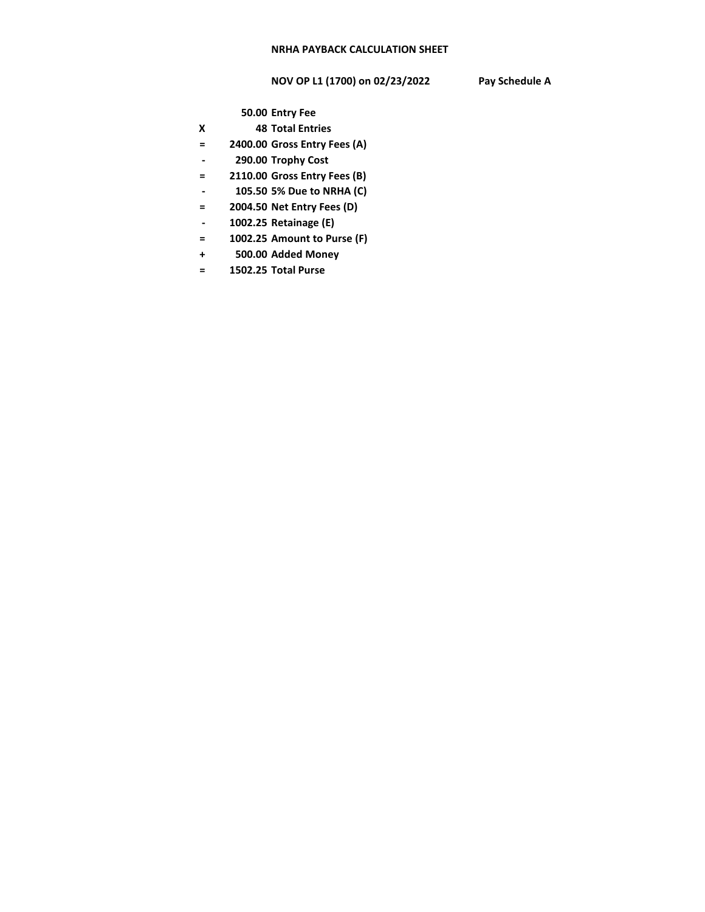**NRHA PAYBACK CALCULATION SHEET**

**NOV OP L1 (1700) on 02/23/2022** **Pay Schedule A**

| | | |
|---|---|---|
| | 50.00 | Entry Fee |
| X | 48 | Total Entries |
| = | 2400.00 | Gross Entry Fees (A) |
| - | 290.00 | Trophy Cost |
| = | 2110.00 | Gross Entry Fees (B) |
| - | 105.50 | 5% Due to NRHA (C) |
| = | 2004.50 | Net Entry Fees (D) |
| - | 1002.25 | Retainage (E) |
| = | 1002.25 | Amount to Purse (F) |
| + | 500.00 | Added Money |
| = | 1502.25 | Total Purse |